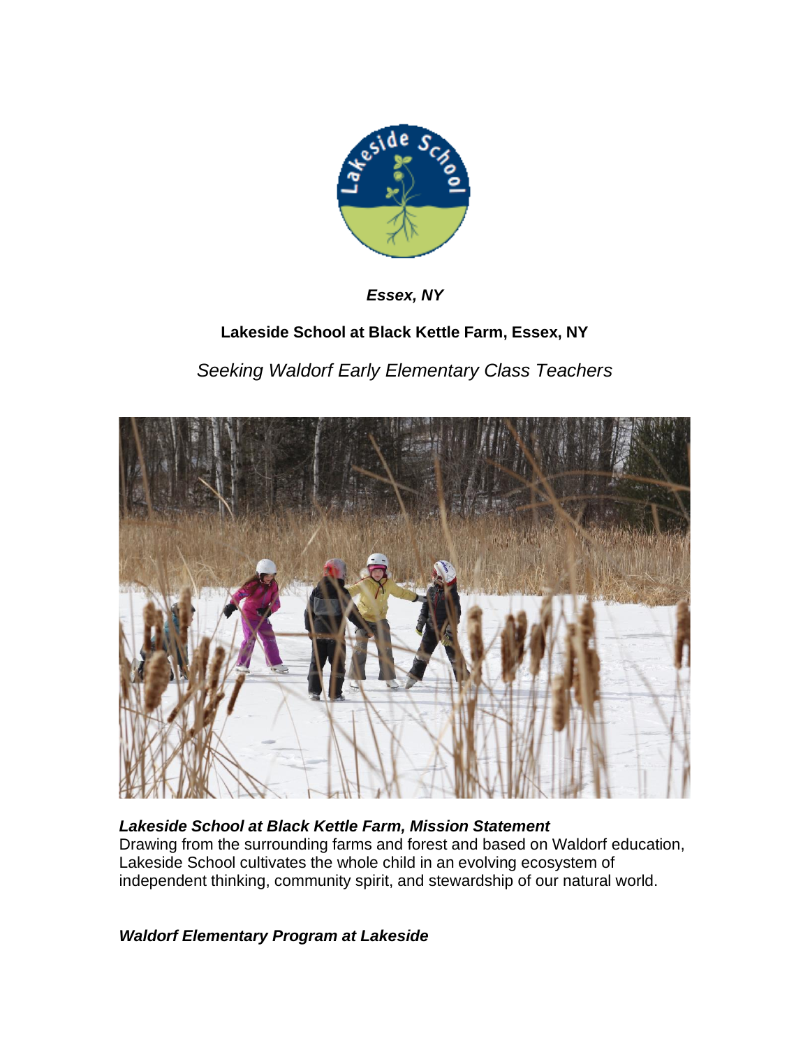*Essex, NY*

**Lakeside School at Black Kettle Farm, Essex, NY**

*Seeking Waldorf Early Elementary Class Teachers*

***Lakeside School at Black Kettle Farm, Mission Statement***

Drawing from the surrounding farms and forest and based on Waldorf education, Lakeside School cultivates the whole child in an evolving ecosystem of independent thinking, community spirit, and stewardship of our natural world.

***Waldorf Elementary Program at Lakeside***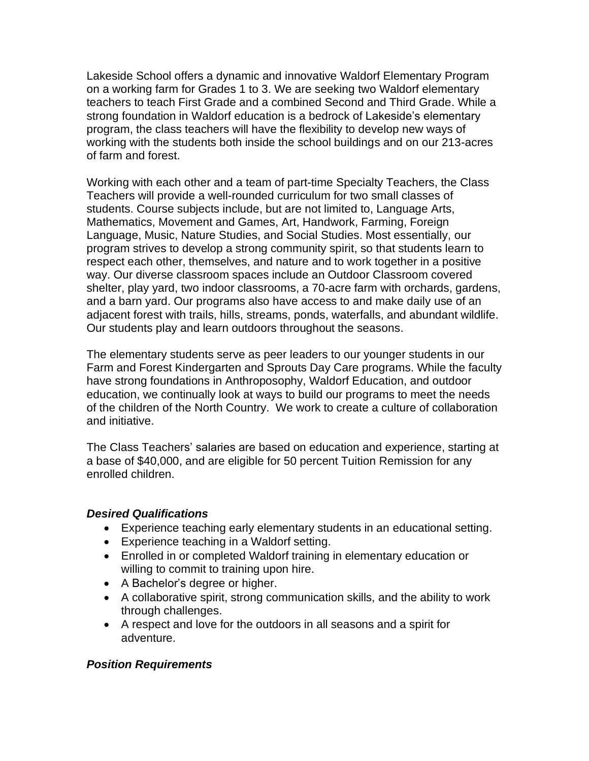Lakeside School offers a dynamic and innovative Waldorf Elementary Program on a working farm for Grades 1 to 3. We are seeking two Waldorf elementary teachers to teach First Grade and a combined Second and Third Grade. While a strong foundation in Waldorf education is a bedrock of Lakeside's elementary program, the class teachers will have the flexibility to develop new ways of working with the students both inside the school buildings and on our 213-acres of farm and forest.

Working with each other and a team of part-time Specialty Teachers, the Class Teachers will provide a well-rounded curriculum for two small classes of students. Course subjects include, but are not limited to, Language Arts, Mathematics, Movement and Games, Art, Handwork, Farming, Foreign Language, Music, Nature Studies, and Social Studies. Most essentially, our program strives to develop a strong community spirit, so that students learn to respect each other, themselves, and nature and to work together in a positive way. Our diverse classroom spaces include an Outdoor Classroom covered shelter, play yard, two indoor classrooms, a 70-acre farm with orchards, gardens, and a barn yard. Our programs also have access to and make daily use of an adjacent forest with trails, hills, streams, ponds, waterfalls, and abundant wildlife. Our students play and learn outdoors throughout the seasons.

The elementary students serve as peer leaders to our younger students in our Farm and Forest Kindergarten and Sprouts Day Care programs. While the faculty have strong foundations in Anthroposophy, Waldorf Education, and outdoor education, we continually look at ways to build our programs to meet the needs of the children of the North Country. We work to create a culture of collaboration and initiative.

The Class Teachers' salaries are based on education and experience, starting at a base of $40,000, and are eligible for 50 percent Tuition Remission for any enrolled children.

### *Desired Qualifications*

- Experience teaching early elementary students in an educational setting.
- Experience teaching in a Waldorf setting.
- Enrolled in or completed Waldorf training in elementary education or willing to commit to training upon hire.
- A Bachelor's degree or higher.
- A collaborative spirit, strong communication skills, and the ability to work through challenges.
- A respect and love for the outdoors in all seasons and a spirit for adventure.

### *Position Requirements*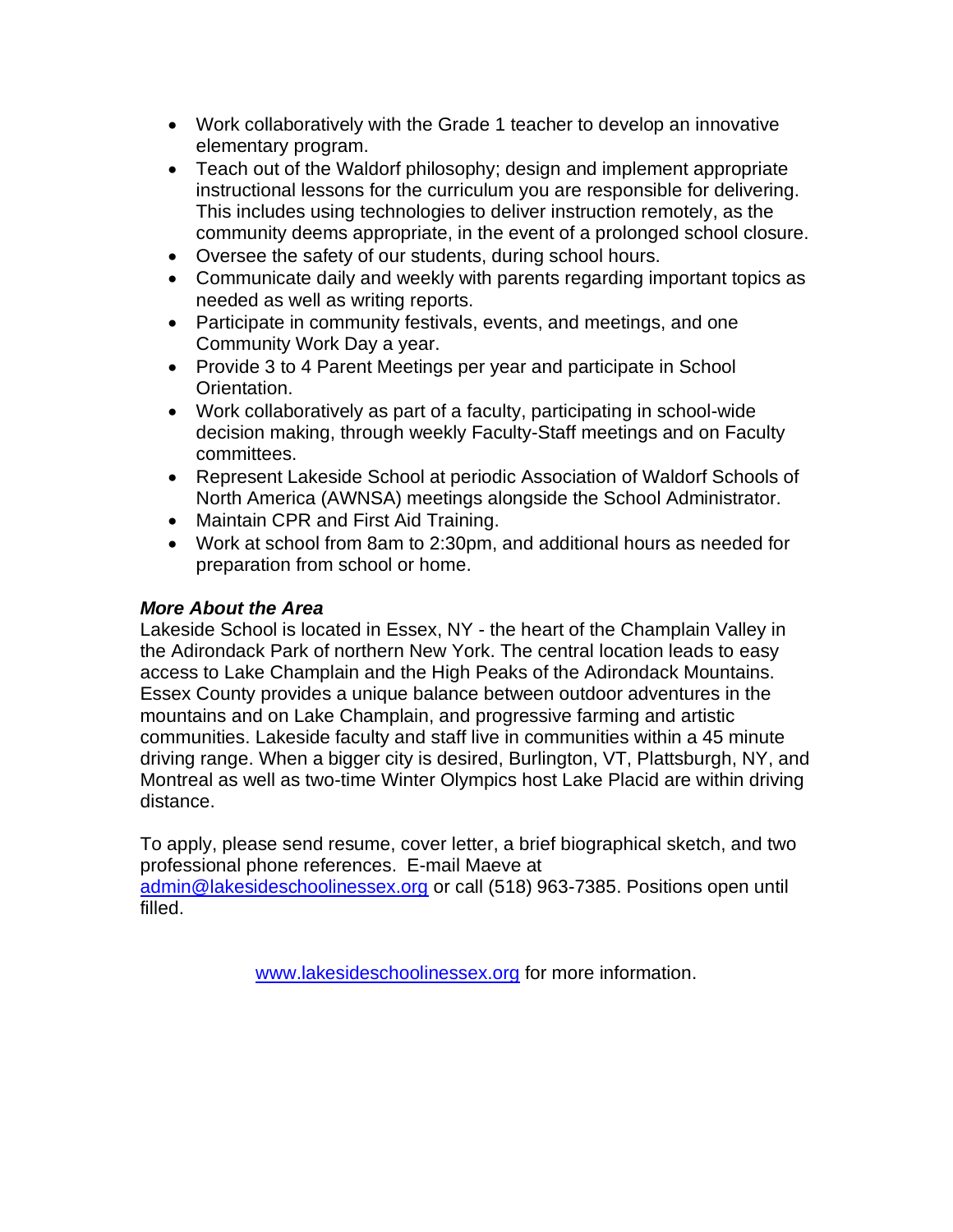- Work collaboratively with the Grade 1 teacher to develop an innovative elementary program.
- Teach out of the Waldorf philosophy; design and implement appropriate instructional lessons for the curriculum you are responsible for delivering. This includes using technologies to deliver instruction remotely, as the community deems appropriate, in the event of a prolonged school closure.
- Oversee the safety of our students, during school hours.
- Communicate daily and weekly with parents regarding important topics as needed as well as writing reports.
- Participate in community festivals, events, and meetings, and one Community Work Day a year.
- Provide 3 to 4 Parent Meetings per year and participate in School Orientation.
- Work collaboratively as part of a faculty, participating in school-wide decision making, through weekly Faculty-Staff meetings and on Faculty committees.
- Represent Lakeside School at periodic Association of Waldorf Schools of North America (AWNSA) meetings alongside the School Administrator.
- Maintain CPR and First Aid Training.
- Work at school from 8am to 2:30pm, and additional hours as needed for preparation from school or home.

***More About the Area***

Lakeside School is located in Essex, NY - the heart of the Champlain Valley in the Adirondack Park of northern New York. The central location leads to easy access to Lake Champlain and the High Peaks of the Adirondack Mountains. Essex County provides a unique balance between outdoor adventures in the mountains and on Lake Champlain, and progressive farming and artistic communities. Lakeside faculty and staff live in communities within a 45 minute driving range. When a bigger city is desired, Burlington, VT, Plattsburgh, NY, and Montreal as well as two-time Winter Olympics host Lake Placid are within driving distance.

To apply, please send resume, cover letter, a brief biographical sketch, and two professional phone references. E-mail Maeve at admin@lakesideschoolinessex.org or call (518) 963-7385. Positions open until filled.

www.lakesideschoolinessex.org for more information.